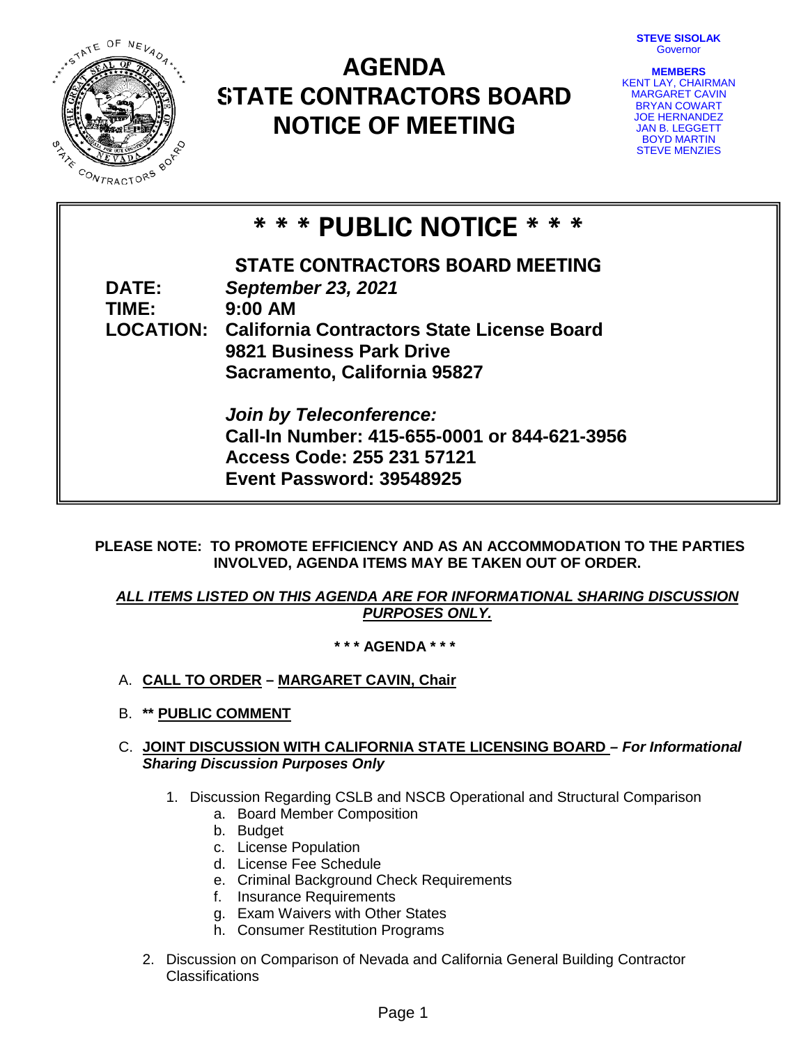**STEVE SISOLAK**
Governor

**MEMBERS**
KENT LAY, CHAIRMAN
MARGARET CAVIN
BRYAN COWART
JOE HERNANDEZ
JAN B. LEGGETT
BOYD MARTIN
STEVE MENZIES

# AGENDA
# STATE CONTRACTORS BOARD
# NOTICE OF MEETING

## \* \* \* PUBLIC NOTICE \* \* \*

### STATE CONTRACTORS BOARD MEETING

**DATE:** ***September 23, 2021***
**TIME:** **9:00 AM**
**LOCATION:** **California Contractors State License Board**
**9821 Business Park Drive**
**Sacramento, California 95827**

***Join by Teleconference:***
**Call-In Number: 415-655-0001 or 844-621-3956**
**Access Code: 255 231 57121**
**Event Password: 39548925**

**PLEASE NOTE: TO PROMOTE EFFICIENCY AND AS AN ACCOMMODATION TO THE PARTIES INVOLVED, AGENDA ITEMS MAY BE TAKEN OUT OF ORDER.**

***ALL ITEMS LISTED ON THIS AGENDA ARE FOR INFORMATIONAL SHARING DISCUSSION PURPOSES ONLY.***

**\* \* \* AGENDA \* \* \***

A. **CALL TO ORDER – MARGARET CAVIN, Chair**

B. **\*\* PUBLIC COMMENT**

C. **JOINT DISCUSSION WITH CALIFORNIA STATE LICENSING BOARD – *For Informational Sharing Discussion Purposes Only***

   1. Discussion Regarding CSLB and NSCB Operational and Structural Comparison
      a. Board Member Composition
      b. Budget
      c. License Population
      d. License Fee Schedule
      e. Criminal Background Check Requirements
      f. Insurance Requirements
      g. Exam Waivers with Other States
      h. Consumer Restitution Programs

   2. Discussion on Comparison of Nevada and California General Building Contractor Classifications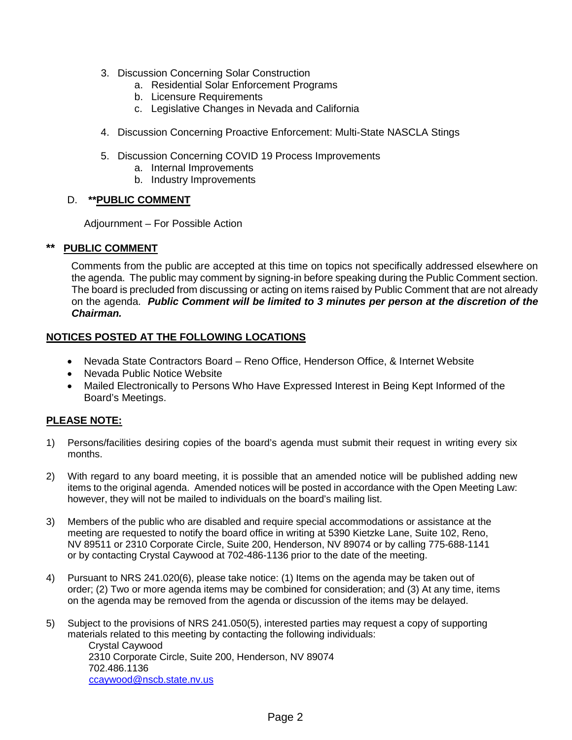3. Discussion Concerning Solar Construction
    a. Residential Solar Enforcement Programs
    b. Licensure Requirements
    c. Legislative Changes in Nevada and California

4. Discussion Concerning Proactive Enforcement: Multi-State NASCLA Stings

5. Discussion Concerning COVID 19 Process Improvements
    a. Internal Improvements
    b. Industry Improvements

D. **\*\*<u>PUBLIC COMMENT</u>**

Adjournment – For Possible Action

## ** <u>PUBLIC COMMENT</u>

Comments from the public are accepted at this time on topics not specifically addressed elsewhere on the agenda. The public may comment by signing-in before speaking during the Public Comment section. The board is precluded from discussing or acting on items raised by Public Comment that are not already on the agenda. ***Public Comment will be limited to 3 minutes per person at the discretion of the Chairman.***

## <u>NOTICES POSTED AT THE FOLLOWING LOCATIONS</u>

- Nevada State Contractors Board – Reno Office, Henderson Office, & Internet Website
- Nevada Public Notice Website
- Mailed Electronically to Persons Who Have Expressed Interest in Being Kept Informed of the Board's Meetings.

## <u>PLEASE NOTE:</u>

1) Persons/facilities desiring copies of the board's agenda must submit their request in writing every six months.

2) With regard to any board meeting, it is possible that an amended notice will be published adding new items to the original agenda. Amended notices will be posted in accordance with the Open Meeting Law: however, they will not be mailed to individuals on the board's mailing list.

3) Members of the public who are disabled and require special accommodations or assistance at the meeting are requested to notify the board office in writing at 5390 Kietzke Lane, Suite 102, Reno, NV 89511 or 2310 Corporate Circle, Suite 200, Henderson, NV 89074 or by calling 775-688-1141 or by contacting Crystal Caywood at 702-486-1136 prior to the date of the meeting.

4) Pursuant to NRS 241.020(6), please take notice: (1) Items on the agenda may be taken out of order; (2) Two or more agenda items may be combined for consideration; and (3) At any time, items on the agenda may be removed from the agenda or discussion of the items may be delayed.

5) Subject to the provisions of NRS 241.050(5), interested parties may request a copy of supporting materials related to this meeting by contacting the following individuals:
    Crystal Caywood
    2310 Corporate Circle, Suite 200, Henderson, NV 89074
    702.486.1136
    ccaywood@nscb.state.nv.us